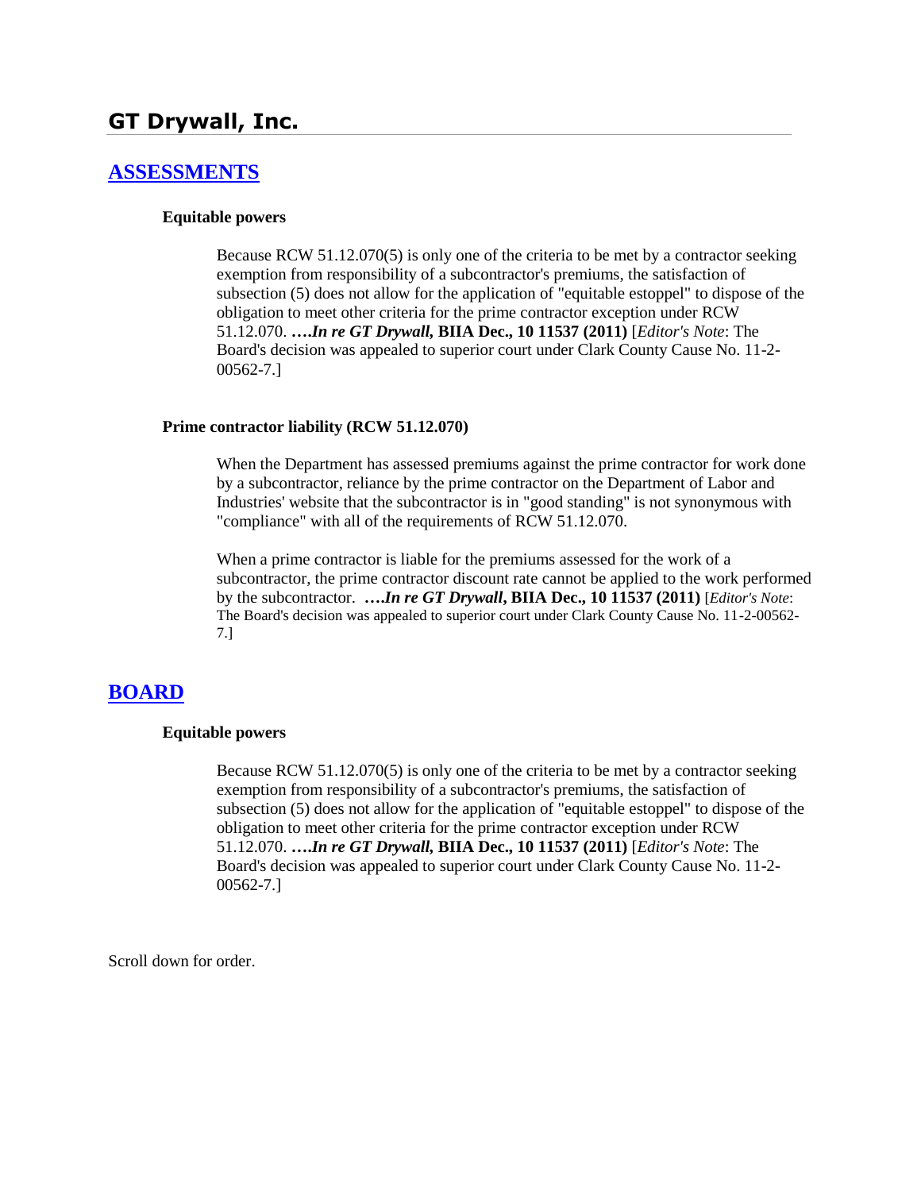# GT Drywall, Inc.

## ASSESSMENTS

### Equitable powers

Because RCW 51.12.070(5) is only one of the criteria to be met by a contractor seeking exemption from responsibility of a subcontractor's premiums, the satisfaction of subsection (5) does not allow for the application of "equitable estoppel" to dispose of the obligation to meet other criteria for the prime contractor exception under RCW 51.12.070. ***….In re GT Drywall*, BIIA Dec., 10 11537 (2011)** [*Editor's Note*: The Board's decision was appealed to superior court under Clark County Cause No. 11-2-00562-7.]

### Prime contractor liability (RCW 51.12.070)

When the Department has assessed premiums against the prime contractor for work done by a subcontractor, reliance by the prime contractor on the Department of Labor and Industries' website that the subcontractor is in "good standing" is not synonymous with "compliance" with all of the requirements of RCW 51.12.070.

When a prime contractor is liable for the premiums assessed for the work of a subcontractor, the prime contractor discount rate cannot be applied to the work performed by the subcontractor. ***….In re GT Drywall*, BIIA Dec., 10 11537 (2011)** [*Editor's Note*: The Board's decision was appealed to superior court under Clark County Cause No. 11-2-00562-7.]

## BOARD

### Equitable powers

Because RCW 51.12.070(5) is only one of the criteria to be met by a contractor seeking exemption from responsibility of a subcontractor's premiums, the satisfaction of subsection (5) does not allow for the application of "equitable estoppel" to dispose of the obligation to meet other criteria for the prime contractor exception under RCW 51.12.070. ***….In re GT Drywall*, BIIA Dec., 10 11537 (2011)** [*Editor's Note*: The Board's decision was appealed to superior court under Clark County Cause No. 11-2-00562-7.]

Scroll down for order.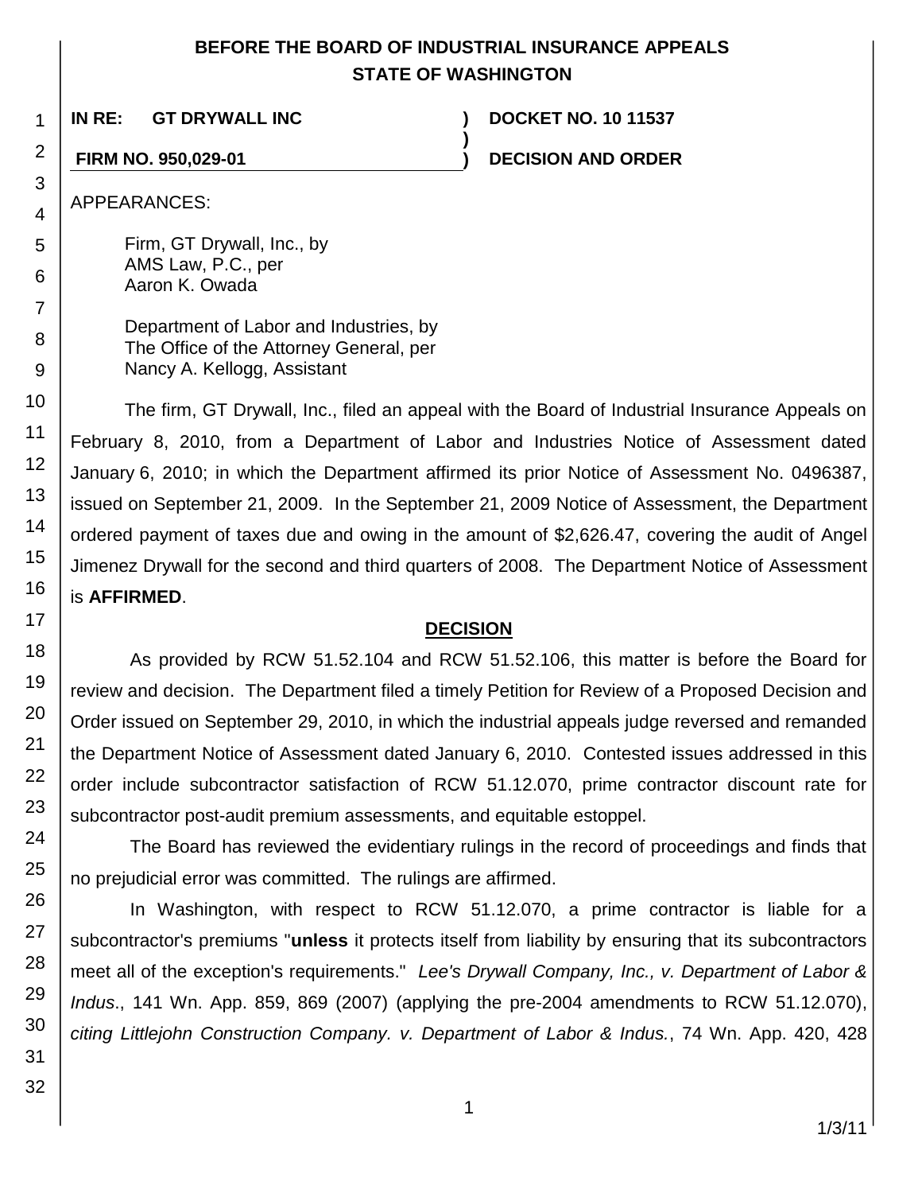# BEFORE THE BOARD OF INDUSTRIAL INSURANCE APPEALS
# STATE OF WASHINGTON

**IN RE: GT DRYWALL INC** ) **DOCKET NO. 10 11537**

**FIRM NO. 950,029-01** ) **DECISION AND ORDER**

APPEARANCES:

Firm, GT Drywall, Inc., by
AMS Law, P.C., per
Aaron K. Owada

Department of Labor and Industries, by
The Office of the Attorney General, per
Nancy A. Kellogg, Assistant

The firm, GT Drywall, Inc., filed an appeal with the Board of Industrial Insurance Appeals on February 8, 2010, from a Department of Labor and Industries Notice of Assessment dated January 6, 2010; in which the Department affirmed its prior Notice of Assessment No. 0496387, issued on September 21, 2009. In the September 21, 2009 Notice of Assessment, the Department ordered payment of taxes due and owing in the amount of $2,626.47, covering the audit of Angel Jimenez Drywall for the second and third quarters of 2008. The Department Notice of Assessment is **AFFIRMED**.

## DECISION

As provided by RCW 51.52.104 and RCW 51.52.106, this matter is before the Board for review and decision. The Department filed a timely Petition for Review of a Proposed Decision and Order issued on September 29, 2010, in which the industrial appeals judge reversed and remanded the Department Notice of Assessment dated January 6, 2010. Contested issues addressed in this order include subcontractor satisfaction of RCW 51.12.070, prime contractor discount rate for subcontractor post-audit premium assessments, and equitable estoppel.

The Board has reviewed the evidentiary rulings in the record of proceedings and finds that no prejudicial error was committed. The rulings are affirmed.

In Washington, with respect to RCW 51.12.070, a prime contractor is liable for a subcontractor's premiums "**unless** it protects itself from liability by ensuring that its subcontractors meet all of the exception's requirements." *Lee's Drywall Company, Inc., v. Department of Labor & Indus*., 141 Wn. App. 859, 869 (2007) (applying the pre-2004 amendments to RCW 51.12.070), *citing Littlejohn Construction Company. v. Department of Labor & Indus.*, 74 Wn. App. 420, 428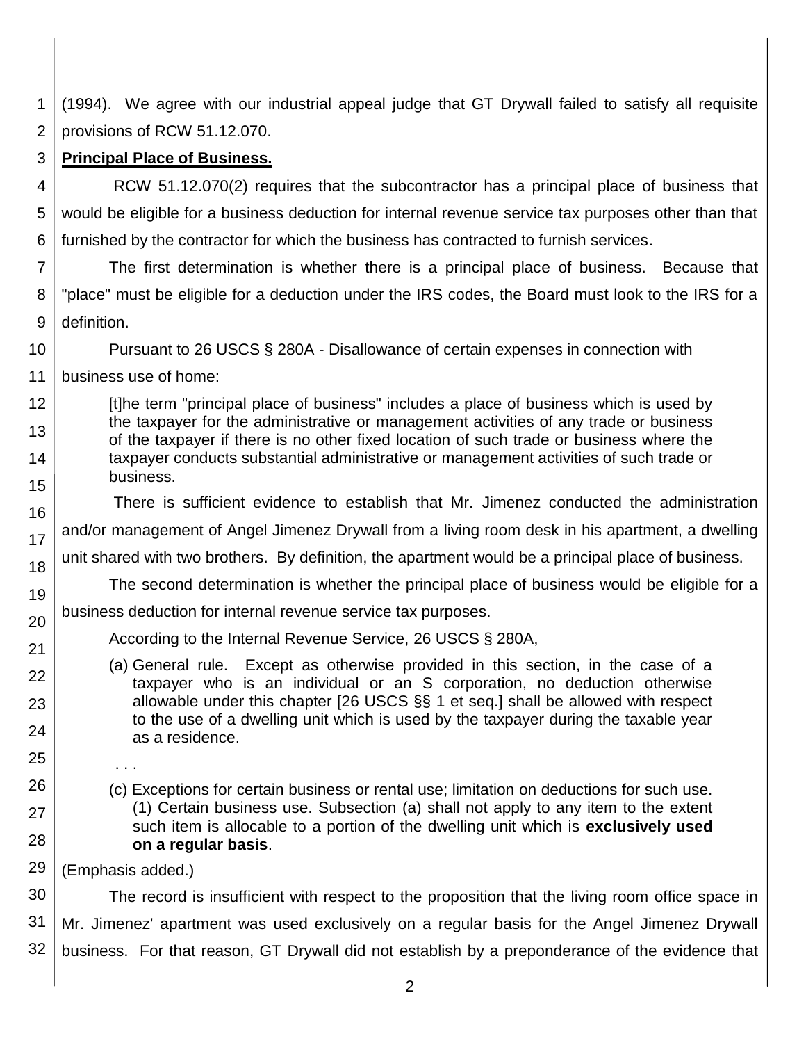(1994). We agree with our industrial appeal judge that GT Drywall failed to satisfy all requisite provisions of RCW 51.12.070.

**Principal Place of Business.**

RCW 51.12.070(2) requires that the subcontractor has a principal place of business that would be eligible for a business deduction for internal revenue service tax purposes other than that furnished by the contractor for which the business has contracted to furnish services.

The first determination is whether there is a principal place of business. Because that "place" must be eligible for a deduction under the IRS codes, the Board must look to the IRS for a definition.

Pursuant to 26 USCS § 280A - Disallowance of certain expenses in connection with business use of home:

> [t]he term "principal place of business" includes a place of business which is used by the taxpayer for the administrative or management activities of any trade or business of the taxpayer if there is no other fixed location of such trade or business where the taxpayer conducts substantial administrative or management activities of such trade or business.

There is sufficient evidence to establish that Mr. Jimenez conducted the administration and/or management of Angel Jimenez Drywall from a living room desk in his apartment, a dwelling unit shared with two brothers. By definition, the apartment would be a principal place of business.

The second determination is whether the principal place of business would be eligible for a business deduction for internal revenue service tax purposes.

According to the Internal Revenue Service, 26 USCS § 280A,

> (a) General rule. Except as otherwise provided in this section, in the case of a taxpayer who is an individual or an S corporation, no deduction otherwise allowable under this chapter [26 USCS §§ 1 et seq.] shall be allowed with respect to the use of a dwelling unit which is used by the taxpayer during the taxable year as a residence.
>
> . . .
>
> (c) Exceptions for certain business or rental use; limitation on deductions for such use. (1) Certain business use. Subsection (a) shall not apply to any item to the extent such item is allocable to a portion of the dwelling unit which is **exclusively used on a regular basis**.

(Emphasis added.)

The record is insufficient with respect to the proposition that the living room office space in Mr. Jimenez' apartment was used exclusively on a regular basis for the Angel Jimenez Drywall business. For that reason, GT Drywall did not establish by a preponderance of the evidence that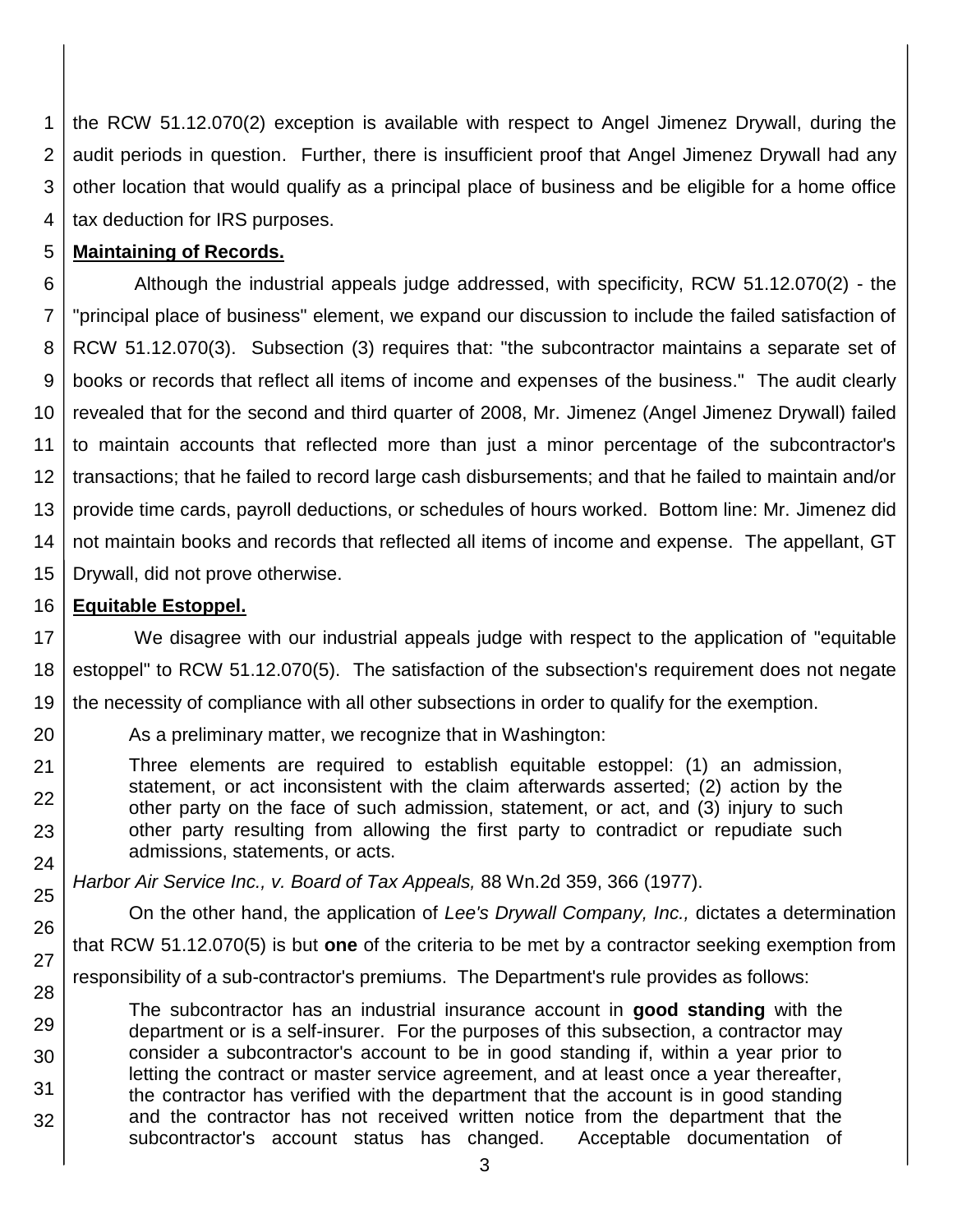the RCW 51.12.070(2) exception is available with respect to Angel Jimenez Drywall, during the audit periods in question. Further, there is insufficient proof that Angel Jimenez Drywall had any other location that would qualify as a principal place of business and be eligible for a home office tax deduction for IRS purposes.

**Maintaining of Records.**

Although the industrial appeals judge addressed, with specificity, RCW 51.12.070(2) - the "principal place of business" element, we expand our discussion to include the failed satisfaction of RCW 51.12.070(3). Subsection (3) requires that: "the subcontractor maintains a separate set of books or records that reflect all items of income and expenses of the business." The audit clearly revealed that for the second and third quarter of 2008, Mr. Jimenez (Angel Jimenez Drywall) failed to maintain accounts that reflected more than just a minor percentage of the subcontractor's transactions; that he failed to record large cash disbursements; and that he failed to maintain and/or provide time cards, payroll deductions, or schedules of hours worked. Bottom line: Mr. Jimenez did not maintain books and records that reflected all items of income and expense. The appellant, GT Drywall, did not prove otherwise.

**Equitable Estoppel.**

We disagree with our industrial appeals judge with respect to the application of "equitable estoppel" to RCW 51.12.070(5). The satisfaction of the subsection's requirement does not negate the necessity of compliance with all other subsections in order to qualify for the exemption.

As a preliminary matter, we recognize that in Washington:

> Three elements are required to establish equitable estoppel: (1) an admission, statement, or act inconsistent with the claim afterwards asserted; (2) action by the other party on the face of such admission, statement, or act, and (3) injury to such other party resulting from allowing the first party to contradict or repudiate such admissions, statements, or acts.

*Harbor Air Service Inc., v. Board of Tax Appeals,* 88 Wn.2d 359, 366 (1977).

On the other hand, the application of *Lee's Drywall Company, Inc.,* dictates a determination that RCW 51.12.070(5) is but **one** of the criteria to be met by a contractor seeking exemption from responsibility of a sub-contractor's premiums. The Department's rule provides as follows:

> The subcontractor has an industrial insurance account in **good standing** with the department or is a self-insurer. For the purposes of this subsection, a contractor may consider a subcontractor's account to be in good standing if, within a year prior to letting the contract or master service agreement, and at least once a year thereafter, the contractor has verified with the department that the account is in good standing and the contractor has not received written notice from the department that the subcontractor's account status has changed. Acceptable documentation of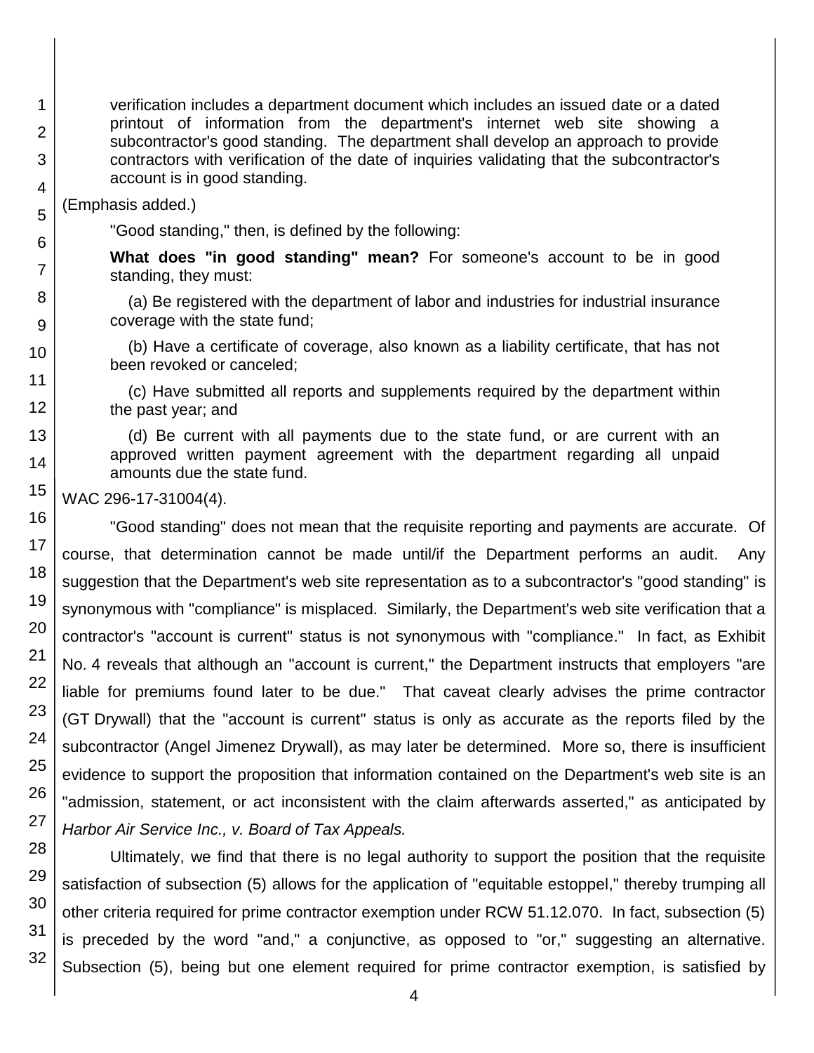verification includes a department document which includes an issued date or a dated printout of information from the department's internet web site showing a subcontractor's good standing. The department shall develop an approach to provide contractors with verification of the date of inquiries validating that the subcontractor's account is in good standing.

(Emphasis added.)

"Good standing," then, is defined by the following:

**What does "in good standing" mean?** For someone's account to be in good standing, they must:

(a) Be registered with the department of labor and industries for industrial insurance coverage with the state fund;

(b) Have a certificate of coverage, also known as a liability certificate, that has not been revoked or canceled;

(c) Have submitted all reports and supplements required by the department within the past year; and

(d) Be current with all payments due to the state fund, or are current with an approved written payment agreement with the department regarding all unpaid amounts due the state fund.

WAC 296-17-31004(4).

"Good standing" does not mean that the requisite reporting and payments are accurate. Of course, that determination cannot be made until/if the Department performs an audit. Any suggestion that the Department's web site representation as to a subcontractor's "good standing" is synonymous with "compliance" is misplaced. Similarly, the Department's web site verification that a contractor's "account is current" status is not synonymous with "compliance." In fact, as Exhibit No. 4 reveals that although an "account is current," the Department instructs that employers "are liable for premiums found later to be due." That caveat clearly advises the prime contractor (GT Drywall) that the "account is current" status is only as accurate as the reports filed by the subcontractor (Angel Jimenez Drywall), as may later be determined. More so, there is insufficient evidence to support the proposition that information contained on the Department's web site is an "admission, statement, or act inconsistent with the claim afterwards asserted," as anticipated by *Harbor Air Service Inc., v. Board of Tax Appeals.*

Ultimately, we find that there is no legal authority to support the position that the requisite satisfaction of subsection (5) allows for the application of "equitable estoppel," thereby trumping all other criteria required for prime contractor exemption under RCW 51.12.070. In fact, subsection (5) is preceded by the word "and," a conjunctive, as opposed to "or," suggesting an alternative. Subsection (5), being but one element required for prime contractor exemption, is satisfied by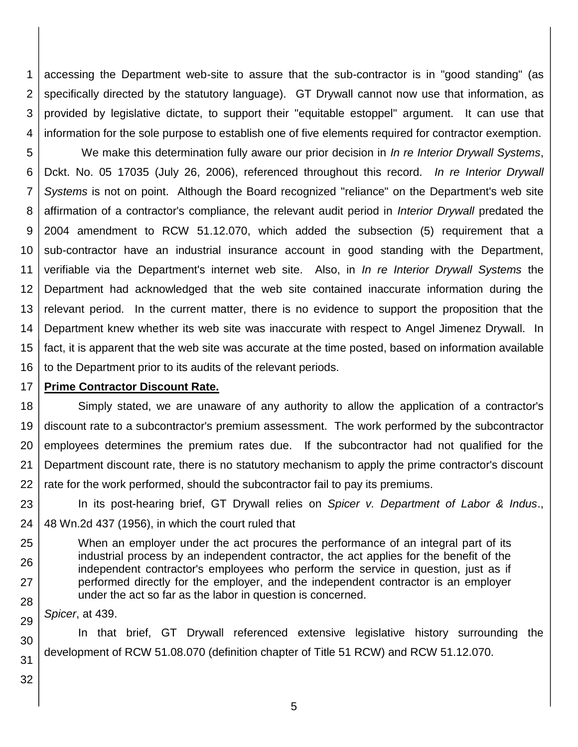accessing the Department web-site to assure that the sub-contractor is in "good standing" (as specifically directed by the statutory language). GT Drywall cannot now use that information, as provided by legislative dictate, to support their "equitable estoppel" argument. It can use that information for the sole purpose to establish one of five elements required for contractor exemption.

We make this determination fully aware our prior decision in *In re Interior Drywall Systems*, Dckt. No. 05 17035 (July 26, 2006), referenced throughout this record. *In re Interior Drywall Systems* is not on point. Although the Board recognized "reliance" on the Department's web site affirmation of a contractor's compliance, the relevant audit period in *Interior Drywall* predated the 2004 amendment to RCW 51.12.070, which added the subsection (5) requirement that a sub-contractor have an industrial insurance account in good standing with the Department, verifiable via the Department's internet web site. Also, in *In re Interior Drywall Systems* the Department had acknowledged that the web site contained inaccurate information during the relevant period. In the current matter, there is no evidence to support the proposition that the Department knew whether its web site was inaccurate with respect to Angel Jimenez Drywall. In fact, it is apparent that the web site was accurate at the time posted, based on information available to the Department prior to its audits of the relevant periods.

**Prime Contractor Discount Rate.**

Simply stated, we are unaware of any authority to allow the application of a contractor's discount rate to a subcontractor's premium assessment. The work performed by the subcontractor employees determines the premium rates due. If the subcontractor had not qualified for the Department discount rate, there is no statutory mechanism to apply the prime contractor's discount rate for the work performed, should the subcontractor fail to pay its premiums.

In its post-hearing brief, GT Drywall relies on *Spicer v. Department of Labor & Indus*., 48 Wn.2d 437 (1956), in which the court ruled that

> When an employer under the act procures the performance of an integral part of its industrial process by an independent contractor, the act applies for the benefit of the independent contractor's employees who perform the service in question, just as if performed directly for the employer, and the independent contractor is an employer under the act so far as the labor in question is concerned.

*Spicer*, at 439.

In that brief, GT Drywall referenced extensive legislative history surrounding the development of RCW 51.08.070 (definition chapter of Title 51 RCW) and RCW 51.12.070.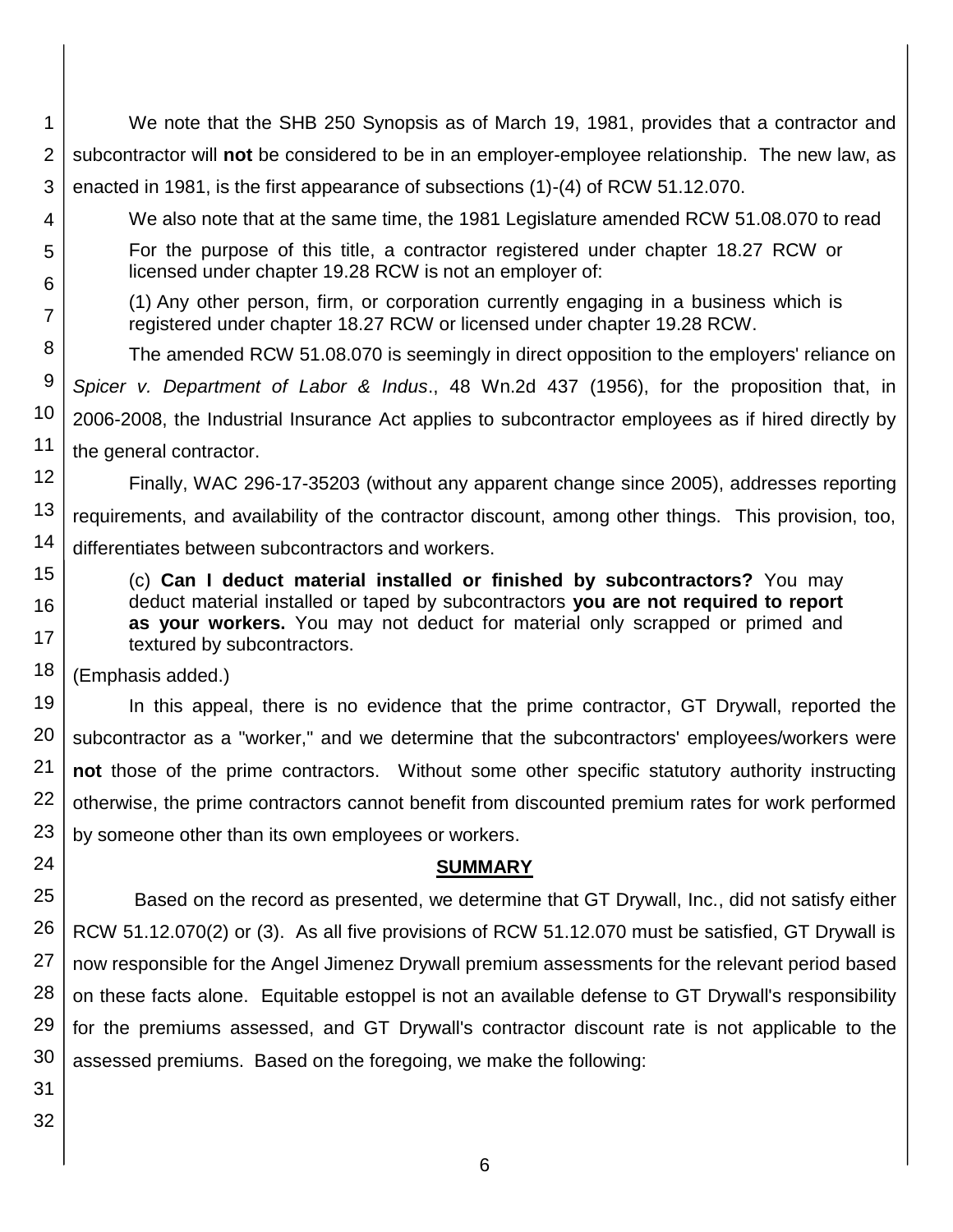We note that the SHB 250 Synopsis as of March 19, 1981, provides that a contractor and subcontractor will **not** be considered to be in an employer-employee relationship. The new law, as enacted in 1981, is the first appearance of subsections (1)-(4) of RCW 51.12.070.

We also note that at the same time, the 1981 Legislature amended RCW 51.08.070 to read

> For the purpose of this title, a contractor registered under chapter 18.27 RCW or licensed under chapter 19.28 RCW is not an employer of:
>
> (1) Any other person, firm, or corporation currently engaging in a business which is registered under chapter 18.27 RCW or licensed under chapter 19.28 RCW.

The amended RCW 51.08.070 is seemingly in direct opposition to the employers' reliance on *Spicer v. Department of Labor & Indus*., 48 Wn.2d 437 (1956), for the proposition that, in 2006-2008, the Industrial Insurance Act applies to subcontractor employees as if hired directly by the general contractor.

Finally, WAC 296-17-35203 (without any apparent change since 2005), addresses reporting requirements, and availability of the contractor discount, among other things. This provision, too, differentiates between subcontractors and workers.

> (c) **Can I deduct material installed or finished by subcontractors?** You may deduct material installed or taped by subcontractors **you are not required to report as your workers.** You may not deduct for material only scrapped or primed and textured by subcontractors.

(Emphasis added.)

In this appeal, there is no evidence that the prime contractor, GT Drywall, reported the subcontractor as a "worker," and we determine that the subcontractors' employees/workers were **not** those of the prime contractors. Without some other specific statutory authority instructing otherwise, the prime contractors cannot benefit from discounted premium rates for work performed by someone other than its own employees or workers.

## SUMMARY

Based on the record as presented, we determine that GT Drywall, Inc., did not satisfy either RCW 51.12.070(2) or (3). As all five provisions of RCW 51.12.070 must be satisfied, GT Drywall is now responsible for the Angel Jimenez Drywall premium assessments for the relevant period based on these facts alone. Equitable estoppel is not an available defense to GT Drywall's responsibility for the premiums assessed, and GT Drywall's contractor discount rate is not applicable to the assessed premiums. Based on the foregoing, we make the following: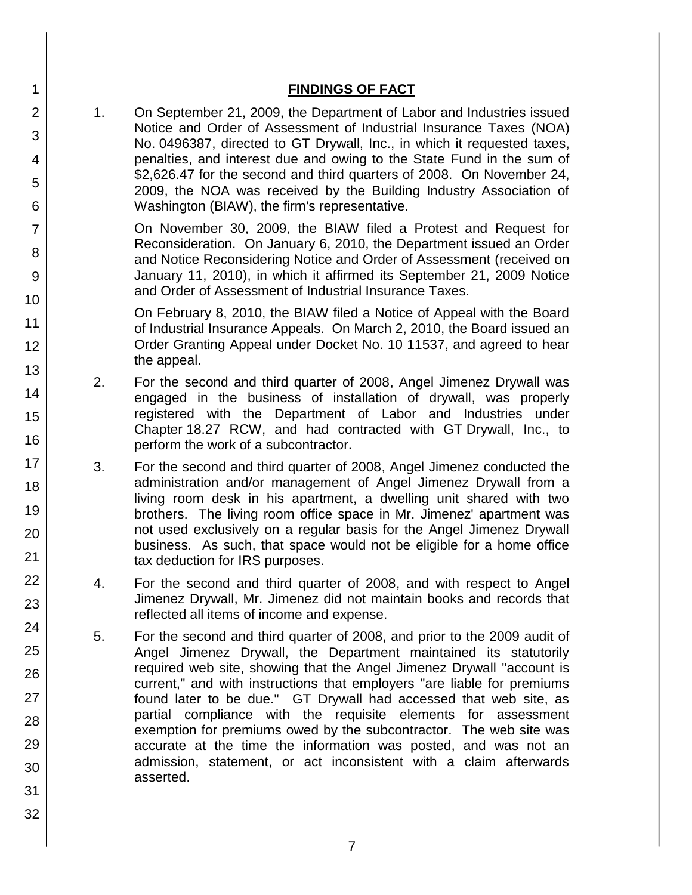## FINDINGS OF FACT

1. On September 21, 2009, the Department of Labor and Industries issued Notice and Order of Assessment of Industrial Insurance Taxes (NOA) No. 0496387, directed to GT Drywall, Inc., in which it requested taxes, penalties, and interest due and owing to the State Fund in the sum of $2,626.47 for the second and third quarters of 2008. On November 24, 2009, the NOA was received by the Building Industry Association of Washington (BIAW), the firm's representative.

   On November 30, 2009, the BIAW filed a Protest and Request for Reconsideration. On January 6, 2010, the Department issued an Order and Notice Reconsidering Notice and Order of Assessment (received on January 11, 2010), in which it affirmed its September 21, 2009 Notice and Order of Assessment of Industrial Insurance Taxes.

   On February 8, 2010, the BIAW filed a Notice of Appeal with the Board of Industrial Insurance Appeals. On March 2, 2010, the Board issued an Order Granting Appeal under Docket No. 10 11537, and agreed to hear the appeal.

2. For the second and third quarter of 2008, Angel Jimenez Drywall was engaged in the business of installation of drywall, was properly registered with the Department of Labor and Industries under Chapter 18.27 RCW, and had contracted with GT Drywall, Inc., to perform the work of a subcontractor.

3. For the second and third quarter of 2008, Angel Jimenez conducted the administration and/or management of Angel Jimenez Drywall from a living room desk in his apartment, a dwelling unit shared with two brothers. The living room office space in Mr. Jimenez' apartment was not used exclusively on a regular basis for the Angel Jimenez Drywall business. As such, that space would not be eligible for a home office tax deduction for IRS purposes.

4. For the second and third quarter of 2008, and with respect to Angel Jimenez Drywall, Mr. Jimenez did not maintain books and records that reflected all items of income and expense.

5. For the second and third quarter of 2008, and prior to the 2009 audit of Angel Jimenez Drywall, the Department maintained its statutorily required web site, showing that the Angel Jimenez Drywall "account is current," and with instructions that employers "are liable for premiums found later to be due." GT Drywall had accessed that web site, as partial compliance with the requisite elements for assessment exemption for premiums owed by the subcontractor. The web site was accurate at the time the information was posted, and was not an admission, statement, or act inconsistent with a claim afterwards asserted.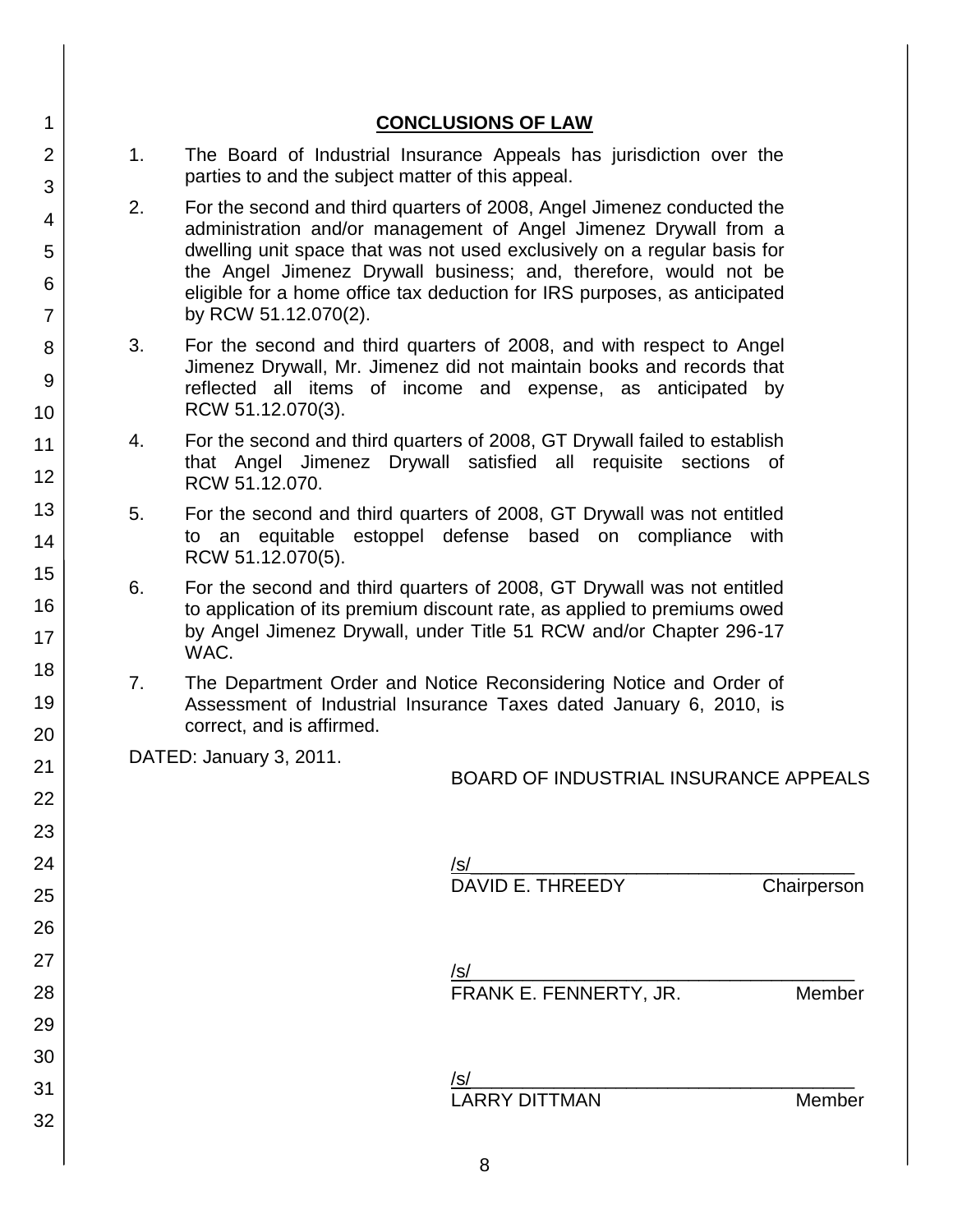## CONCLUSIONS OF LAW

1. The Board of Industrial Insurance Appeals has jurisdiction over the parties to and the subject matter of this appeal.

2. For the second and third quarters of 2008, Angel Jimenez conducted the administration and/or management of Angel Jimenez Drywall from a dwelling unit space that was not used exclusively on a regular basis for the Angel Jimenez Drywall business; and, therefore, would not be eligible for a home office tax deduction for IRS purposes, as anticipated by RCW 51.12.070(2).

3. For the second and third quarters of 2008, and with respect to Angel Jimenez Drywall, Mr. Jimenez did not maintain books and records that reflected all items of income and expense, as anticipated by RCW 51.12.070(3).

4. For the second and third quarters of 2008, GT Drywall failed to establish that Angel Jimenez Drywall satisfied all requisite sections of RCW 51.12.070.

5. For the second and third quarters of 2008, GT Drywall was not entitled to an equitable estoppel defense based on compliance with RCW 51.12.070(5).

6. For the second and third quarters of 2008, GT Drywall was not entitled to application of its premium discount rate, as applied to premiums owed by Angel Jimenez Drywall, under Title 51 RCW and/or Chapter 296-17 WAC.

7. The Department Order and Notice Reconsidering Notice and Order of Assessment of Industrial Insurance Taxes dated January 6, 2010, is correct, and is affirmed.

DATED: January 3, 2011.

BOARD OF INDUSTRIAL INSURANCE APPEALS

/s/
DAVID E. THREEDY Chairperson

/s/
FRANK E. FENNERTY, JR. Member

/s/
LARRY DITTMAN Member